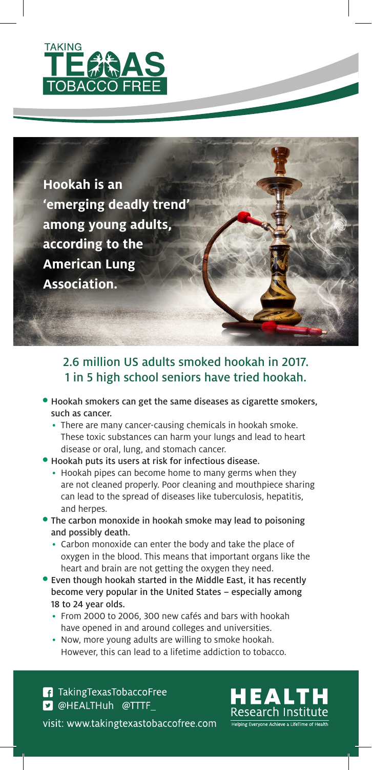TAKING TEXAS TOBACCO FREE

# Hookah is an 'emerging deadly trend' among young adults, according to the American Lung Association.

## 2.6 million US adults smoked hookah in 2017. 1 in 5 high school seniors have tried hookah.

- **Hookah smokers can get the same diseases as cigarette smokers, such as cancer.**
  - There are many cancer-causing chemicals in hookah smoke. These toxic substances can harm your lungs and lead to heart disease or oral, lung, and stomach cancer.
- **Hookah puts its users at risk for infectious disease.**
  - Hookah pipes can become home to many germs when they are not cleaned properly. Poor cleaning and mouthpiece sharing can lead to the spread of diseases like tuberculosis, hepatitis, and herpes.
- **The carbon monoxide in hookah smoke may lead to poisoning and possibly death.**
  - Carbon monoxide can enter the body and take the place of oxygen in the blood. This means that important organs like the heart and brain are not getting the oxygen they need.
- **Even though hookah started in the Middle East, it has recently become very popular in the United States – especially among 18 to 24 year olds.**
  - From 2000 to 2006, 300 new cafés and bars with hookah have opened in and around colleges and universities.
  - Now, more young adults are willing to smoke hookah. However, this can lead to a lifetime addiction to tobacco.

TakingTexasTobaccoFree
@HEALTHuh @TTTF_

visit: www.takingtexastobaccofree.com

HEALTH Research Institute
Helping Everyone Achieve a LifeTime of Health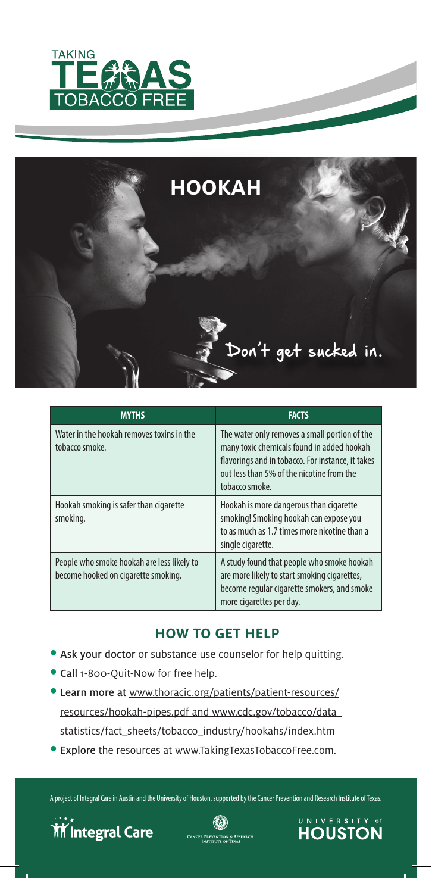TAKING TEXAS TOBACCO FREE

# HOOKAH

Don't get sucked in.

| MYTHS | FACTS |
| --- | --- |
| Water in the hookah removes toxins in the tobacco smoke. | The water only removes a small portion of the many toxic chemicals found in added hookah flavorings and in tobacco. For instance, it takes out less than 5% of the nicotine from the tobacco smoke. |
| Hookah smoking is safer than cigarette smoking. | Hookah is more dangerous than cigarette smoking! Smoking hookah can expose you to as much as 1.7 times more nicotine than a single cigarette. |
| People who smoke hookah are less likely to become hooked on cigarette smoking. | A study found that people who smoke hookah are more likely to start smoking cigarettes, become regular cigarette smokers, and smoke more cigarettes per day. |

## HOW TO GET HELP

- **Ask your doctor** or substance use counselor for help quitting.
- **Call** 1-800-Quit-Now for free help.
- **Learn more at** www.thoracic.org/patients/patient-resources/resources/hookah-pipes.pdf and www.cdc.gov/tobacco/data_statistics/fact_sheets/tobacco_industry/hookahs/index.htm
- **Explore** the resources at www.TakingTexasTobaccoFree.com.

A project of Integral Care in Austin and the University of Houston, supported by the Cancer Prevention and Research Institute of Texas.

Integral Care    Cancer Prevention & Research Institute of Texas    University of Houston